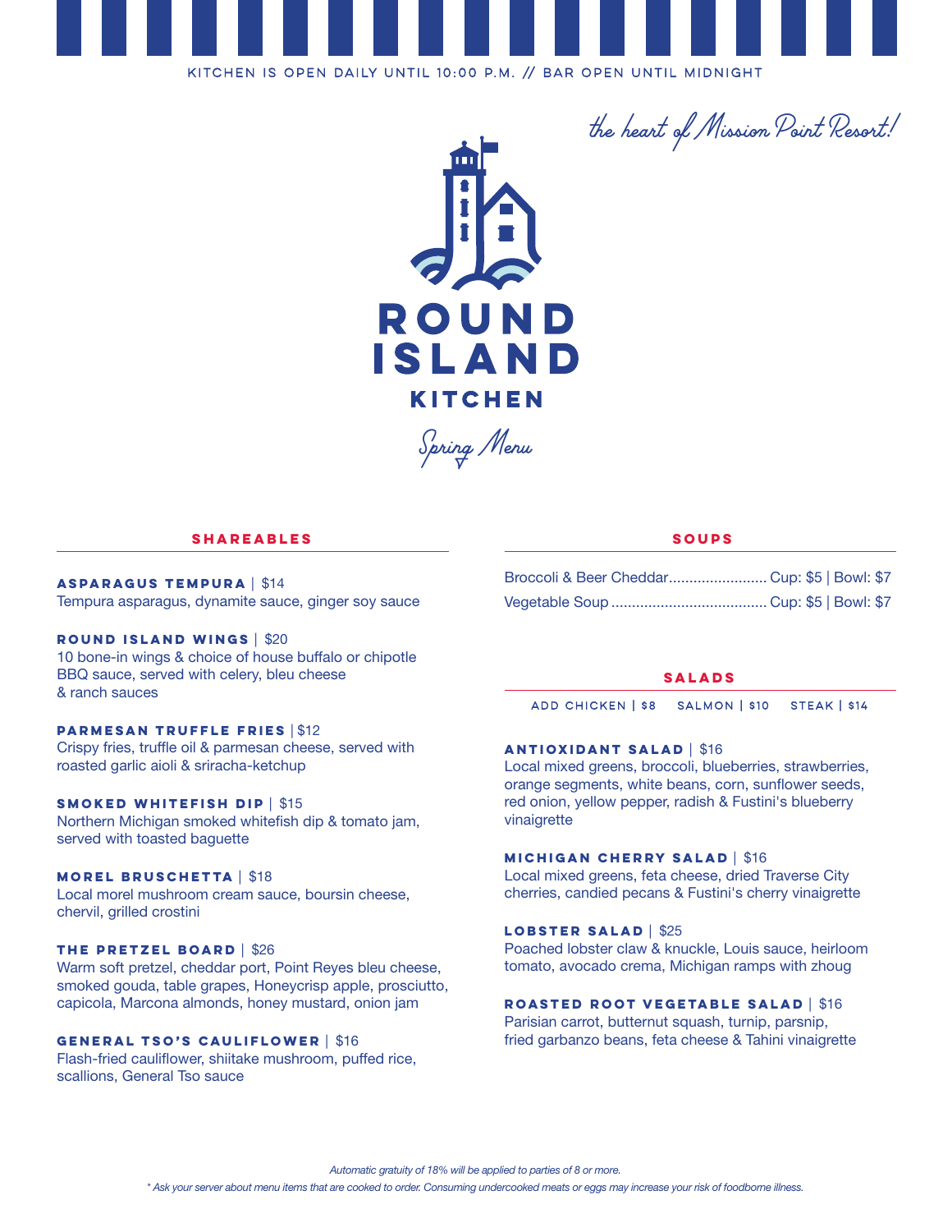KITCHEN IS OPEN DAILY UNTIL 10:00 P.M. // BAR OPEN UNTIL MIDNIGHT

*the heart of Mission Point Resort!*

# ROUND ISLAND KITCHEN

*Spring Menu*

## SHAREABLES

**ASPARAGUS TEMPURA** | $14
Tempura asparagus, dynamite sauce, ginger soy sauce

**ROUND ISLAND WINGS** | $20
10 bone-in wings & choice of house buffalo or chipotle BBQ sauce, served with celery, bleu cheese & ranch sauces

**PARMESAN TRUFFLE FRIES** | $12
Crispy fries, truffle oil & parmesan cheese, served with roasted garlic aioli & sriracha-ketchup

**SMOKED WHITEFISH DIP** | $15
Northern Michigan smoked whitefish dip & tomato jam, served with toasted baguette

**MOREL BRUSCHETTA** | $18
Local morel mushroom cream sauce, boursin cheese, chervil, grilled crostini

**THE PRETZEL BOARD** | $26
Warm soft pretzel, cheddar port, Point Reyes bleu cheese, smoked gouda, table grapes, Honeycrisp apple, prosciutto, capicola, Marcona almonds, honey mustard, onion jam

**GENERAL TSO'S CAULIFLOWER** | $16
Flash-fried cauliflower, shiitake mushroom, puffed rice, scallions, General Tso sauce

## SOUPS

Broccoli & Beer Cheddar........................ Cup: $5 | Bowl: $7

Vegetable Soup ..................................... Cup: $5 | Bowl: $7

## SALADS

ADD CHICKEN | $8 SALMON | $10 STEAK | $14

**ANTIOXIDANT SALAD** | $16
Local mixed greens, broccoli, blueberries, strawberries, orange segments, white beans, corn, sunflower seeds, red onion, yellow pepper, radish & Fustini's blueberry vinaigrette

**MICHIGAN CHERRY SALAD** | $16
Local mixed greens, feta cheese, dried Traverse City cherries, candied pecans & Fustini's cherry vinaigrette

**LOBSTER SALAD** | $25
Poached lobster claw & knuckle, Louis sauce, heirloom tomato, avocado crema, Michigan ramps with zhoug

**ROASTED ROOT VEGETABLE SALAD** | $16
Parisian carrot, butternut squash, turnip, parsnip, fried garbanzo beans, feta cheese & Tahini vinaigrette

*Automatic gratuity of 18% will be applied to parties of 8 or more.*

*\* Ask your server about menu items that are cooked to order. Consuming undercooked meats or eggs may increase your risk of foodborne illness.*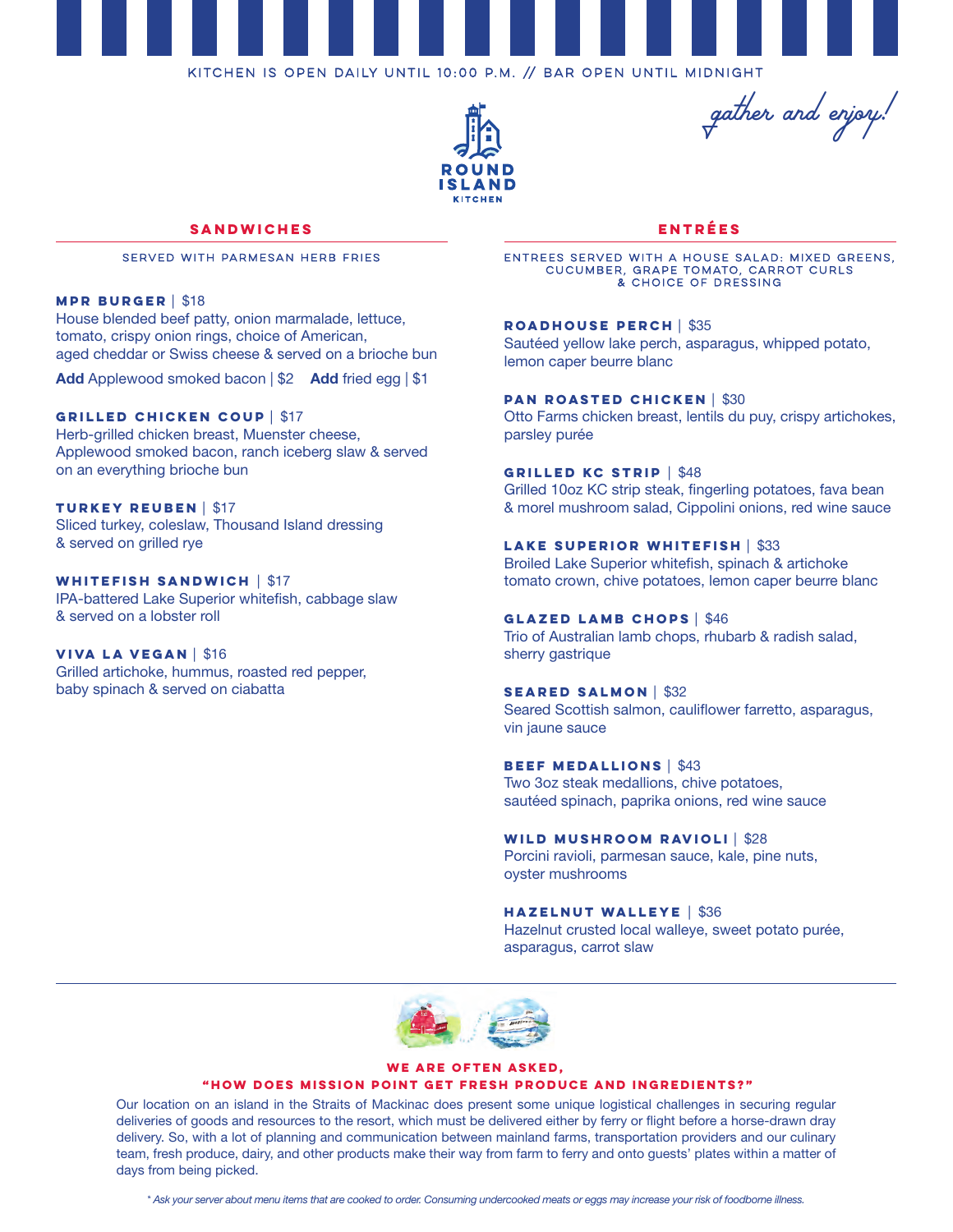KITCHEN IS OPEN DAILY UNTIL 10:00 P.M. // BAR OPEN UNTIL MIDNIGHT

ROUND ISLAND KITCHEN

*gather and enjoy!*

## SANDWICHES

SERVED WITH PARMESAN HERB FRIES

**MPR BURGER** | $18
House blended beef patty, onion marmalade, lettuce, tomato, crispy onion rings, choice of American, aged cheddar or Swiss cheese & served on a brioche bun

**Add** Applewood smoked bacon | $2 **Add** fried egg | $1

**GRILLED CHICKEN COUP** | $17
Herb-grilled chicken breast, Muenster cheese, Applewood smoked bacon, ranch iceberg slaw & served on an everything brioche bun

**TURKEY REUBEN** | $17
Sliced turkey, coleslaw, Thousand Island dressing & served on grilled rye

**WHITEFISH SANDWICH** | $17
IPA-battered Lake Superior whitefish, cabbage slaw & served on a lobster roll

**VIVA LA VEGAN** | $16
Grilled artichoke, hummus, roasted red pepper, baby spinach & served on ciabatta

## ENTRÉES

ENTREES SERVED WITH A HOUSE SALAD: MIXED GREENS, CUCUMBER, GRAPE TOMATO, CARROT CURLS & CHOICE OF DRESSING

**ROADHOUSE PERCH** | $35
Sautéed yellow lake perch, asparagus, whipped potato, lemon caper beurre blanc

**PAN ROASTED CHICKEN** | $30
Otto Farms chicken breast, lentils du puy, crispy artichokes, parsley purée

**GRILLED KC STRIP** | $48
Grilled 10oz KC strip steak, fingerling potatoes, fava bean & morel mushroom salad, Cippolini onions, red wine sauce

**LAKE SUPERIOR WHITEFISH** | $33
Broiled Lake Superior whitefish, spinach & artichoke tomato crown, chive potatoes, lemon caper beurre blanc

**GLAZED LAMB CHOPS** | $46
Trio of Australian lamb chops, rhubarb & radish salad, sherry gastrique

**SEARED SALMON** | $32
Seared Scottish salmon, cauliflower farretto, asparagus, vin jaune sauce

**BEEF MEDALLIONS** | $43
Two 3oz steak medallions, chive potatoes, sautéed spinach, paprika onions, red wine sauce

**WILD MUSHROOM RAVIOLI** | $28
Porcini ravioli, parmesan sauce, kale, pine nuts, oyster mushrooms

**HAZELNUT WALLEYE** | $36
Hazelnut crusted local walleye, sweet potato purée, asparagus, carrot slaw

### WE ARE OFTEN ASKED, "HOW DOES MISSION POINT GET FRESH PRODUCE AND INGREDIENTS?"

Our location on an island in the Straits of Mackinac does present some unique logistical challenges in securing regular deliveries of goods and resources to the resort, which must be delivered either by ferry or flight before a horse-drawn dray delivery. So, with a lot of planning and communication between mainland farms, transportation providers and our culinary team, fresh produce, dairy, and other products make their way from farm to ferry and onto guests' plates within a matter of days from being picked.

*\* Ask your server about menu items that are cooked to order. Consuming undercooked meats or eggs may increase your risk of foodborne illness.*